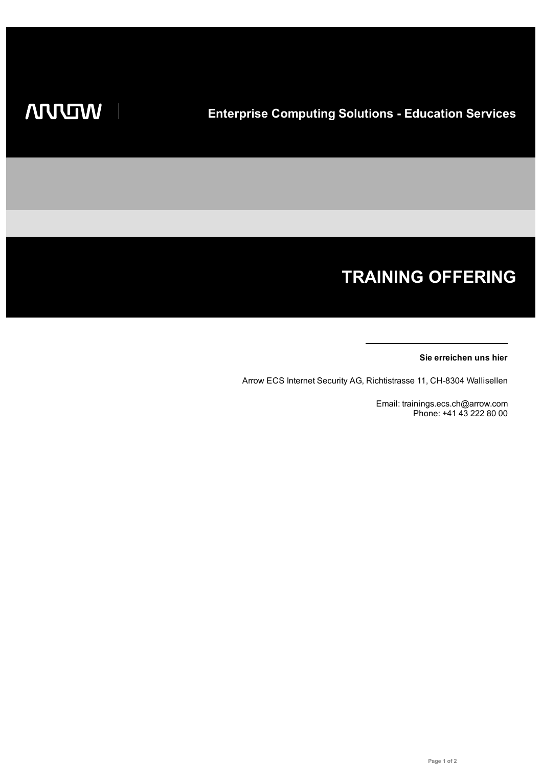ARROW | Enterprise Computing Solutions - Education Services

# TRAINING OFFERING

**Sie erreichen uns hier**

Arrow ECS Internet Security AG, Richtistrasse 11, CH-8304 Wallisellen

Email: trainings.ecs.ch@arrow.com
Phone: +41 43 222 80 00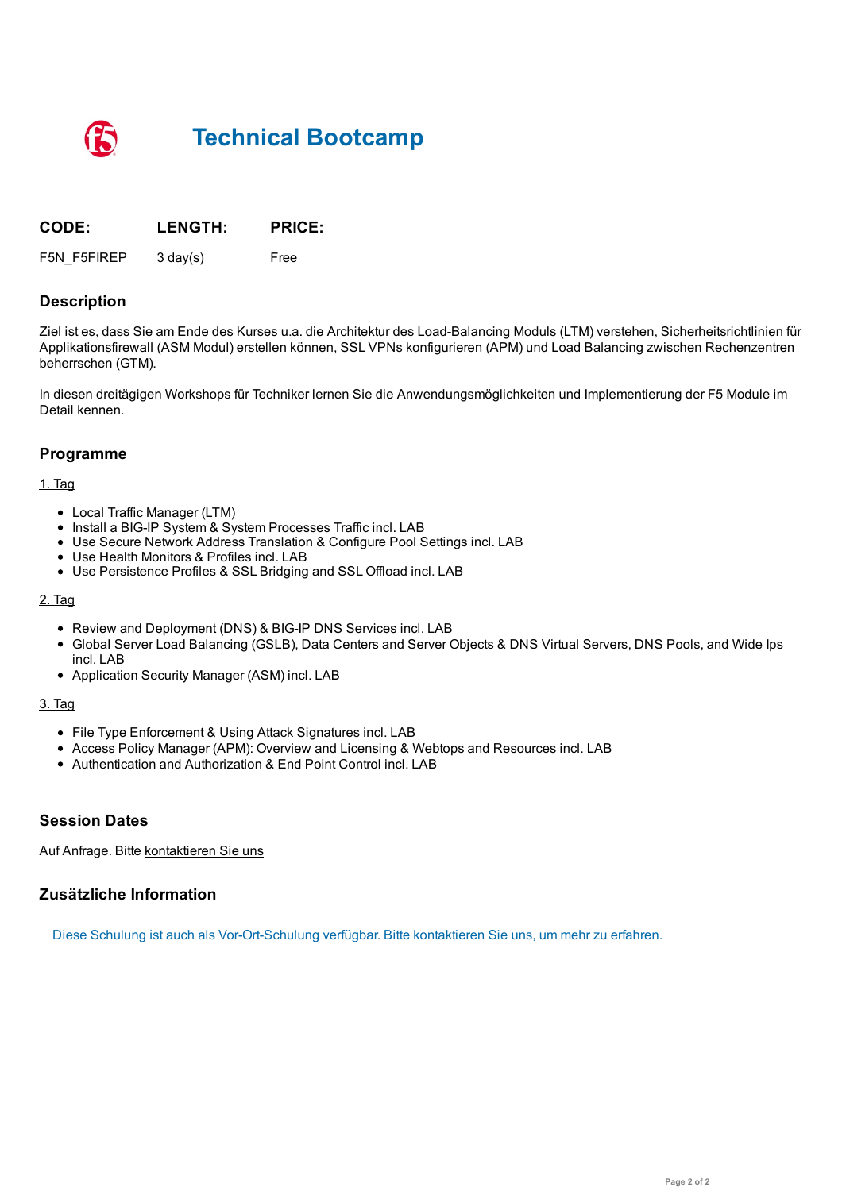# Technical Bootcamp

| CODE: | LENGTH: | PRICE: |
|---|---|---|
| F5N_F5FIREP | 3 day(s) | Free |

## Description

Ziel ist es, dass Sie am Ende des Kurses u.a. die Architektur des Load-Balancing Moduls (LTM) verstehen, Sicherheitsrichtlinien für Applikationsfirewall (ASM Modul) erstellen können, SSL VPNs konfigurieren (APM) und Load Balancing zwischen Rechenzentren beherrschen (GTM).

In diesen dreitägigen Workshops für Techniker lernen Sie die Anwendungsmöglichkeiten und Implementierung der F5 Module im Detail kennen.

## Programme

1. Tag

- Local Traffic Manager (LTM)
- Install a BIG-IP System & System Processes Traffic incl. LAB
- Use Secure Network Address Translation & Configure Pool Settings incl. LAB
- Use Health Monitors & Profiles incl. LAB
- Use Persistence Profiles & SSL Bridging and SSL Offload incl. LAB

2. Tag

- Review and Deployment (DNS) & BIG-IP DNS Services incl. LAB
- Global Server Load Balancing (GSLB), Data Centers and Server Objects & DNS Virtual Servers, DNS Pools, and Wide Ips incl. LAB
- Application Security Manager (ASM) incl. LAB

3. Tag

- File Type Enforcement & Using Attack Signatures incl. LAB
- Access Policy Manager (APM): Overview and Licensing & Webtops and Resources incl. LAB
- Authentication and Authorization & End Point Control incl. LAB

## Session Dates

Auf Anfrage. Bitte kontaktieren Sie uns

## Zusätzliche Information

Diese Schulung ist auch als Vor-Ort-Schulung verfügbar. Bitte kontaktieren Sie uns, um mehr zu erfahren.